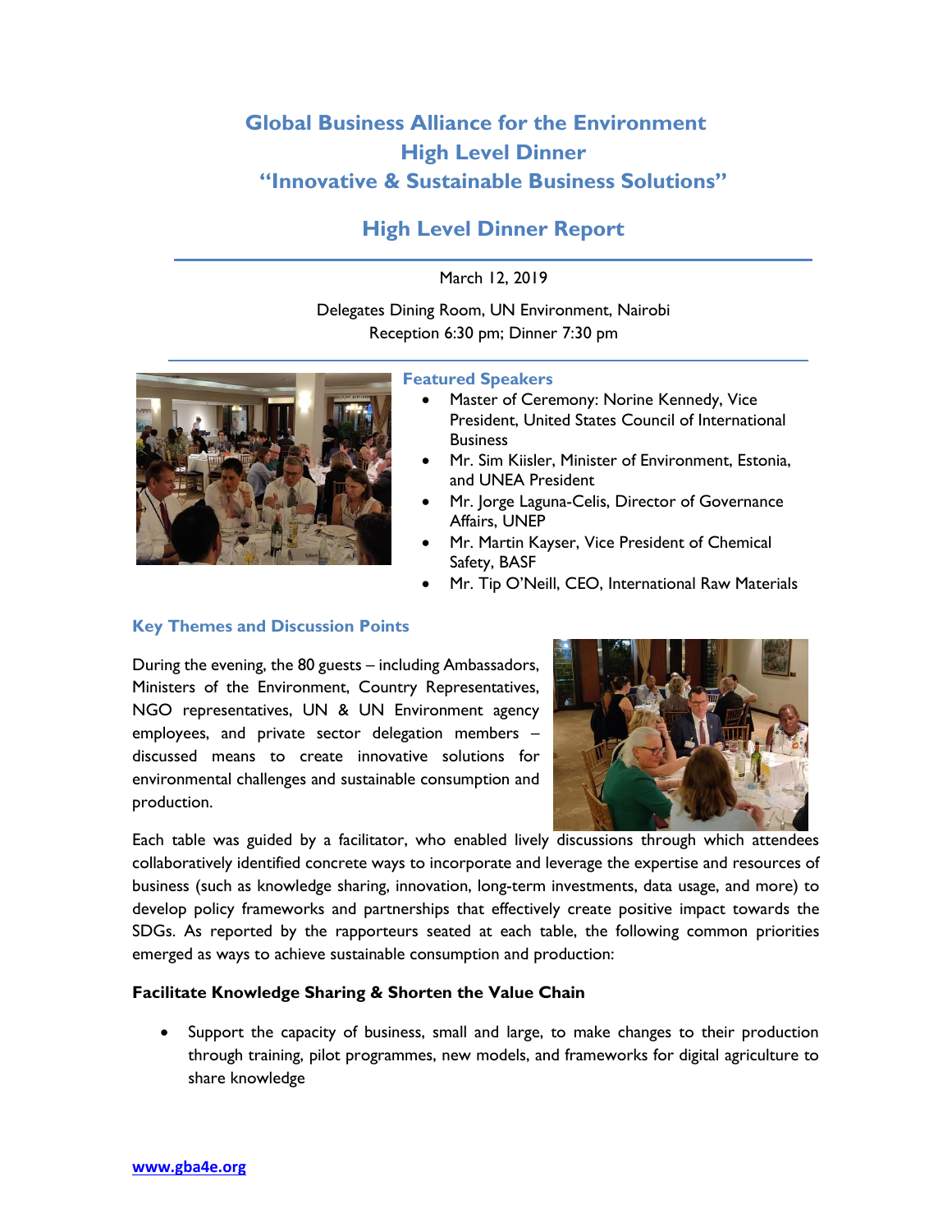# Global Business Alliance for the Environment
# High Level Dinner
# "Innovative & Sustainable Business Solutions"

## High Level Dinner Report

March 12, 2019

Delegates Dining Room, UN Environment, Nairobi
Reception 6:30 pm; Dinner 7:30 pm

### Featured Speakers

- Master of Ceremony: Norine Kennedy, Vice President, United States Council of International Business
- Mr. Sim Kiisler, Minister of Environment, Estonia, and UNEA President
- Mr. Jorge Laguna-Celis, Director of Governance Affairs, UNEP
- Mr. Martin Kayser, Vice President of Chemical Safety, BASF
- Mr. Tip O'Neill, CEO, International Raw Materials

### Key Themes and Discussion Points

During the evening, the 80 guests – including Ambassadors, Ministers of the Environment, Country Representatives, NGO representatives, UN & UN Environment agency employees, and private sector delegation members – discussed means to create innovative solutions for environmental challenges and sustainable consumption and production.

Each table was guided by a facilitator, who enabled lively discussions through which attendees collaboratively identified concrete ways to incorporate and leverage the expertise and resources of business (such as knowledge sharing, innovation, long-term investments, data usage, and more) to develop policy frameworks and partnerships that effectively create positive impact towards the SDGs. As reported by the rapporteurs seated at each table, the following common priorities emerged as ways to achieve sustainable consumption and production:

**Facilitate Knowledge Sharing & Shorten the Value Chain**

- Support the capacity of business, small and large, to make changes to their production through training, pilot programmes, new models, and frameworks for digital agriculture to share knowledge

www.gba4e.org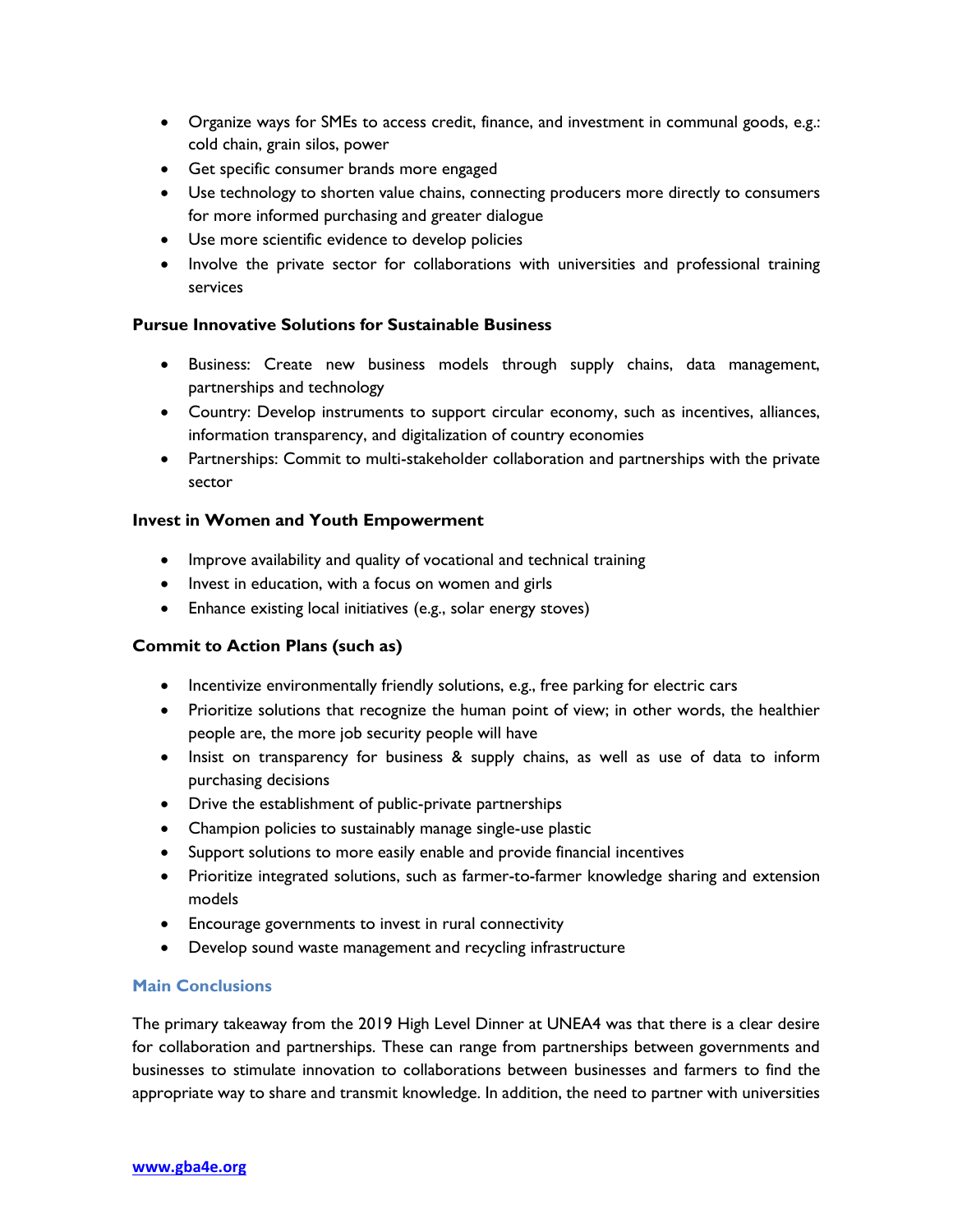- Organize ways for SMEs to access credit, finance, and investment in communal goods, e.g.: cold chain, grain silos, power
- Get specific consumer brands more engaged
- Use technology to shorten value chains, connecting producers more directly to consumers for more informed purchasing and greater dialogue
- Use more scientific evidence to develop policies
- Involve the private sector for collaborations with universities and professional training services

**Pursue Innovative Solutions for Sustainable Business**

- Business: Create new business models through supply chains, data management, partnerships and technology
- Country: Develop instruments to support circular economy, such as incentives, alliances, information transparency, and digitalization of country economies
- Partnerships: Commit to multi-stakeholder collaboration and partnerships with the private sector

**Invest in Women and Youth Empowerment**

- Improve availability and quality of vocational and technical training
- Invest in education, with a focus on women and girls
- Enhance existing local initiatives (e.g., solar energy stoves)

**Commit to Action Plans (such as)**

- Incentivize environmentally friendly solutions, e.g., free parking for electric cars
- Prioritize solutions that recognize the human point of view; in other words, the healthier people are, the more job security people will have
- Insist on transparency for business & supply chains, as well as use of data to inform purchasing decisions
- Drive the establishment of public-private partnerships
- Champion policies to sustainably manage single-use plastic
- Support solutions to more easily enable and provide financial incentives
- Prioritize integrated solutions, such as farmer-to-farmer knowledge sharing and extension models
- Encourage governments to invest in rural connectivity
- Develop sound waste management and recycling infrastructure

## Main Conclusions

The primary takeaway from the 2019 High Level Dinner at UNEA4 was that there is a clear desire for collaboration and partnerships. These can range from partnerships between governments and businesses to stimulate innovation to collaborations between businesses and farmers to find the appropriate way to share and transmit knowledge. In addition, the need to partner with universities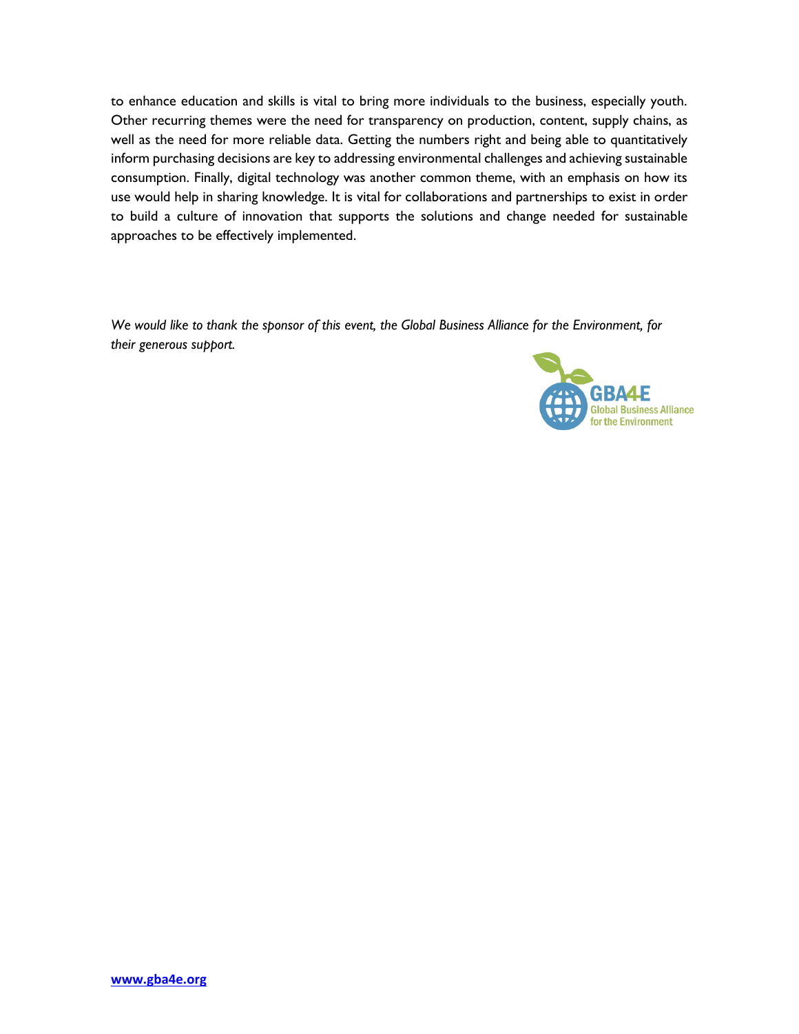to enhance education and skills is vital to bring more individuals to the business, especially youth. Other recurring themes were the need for transparency on production, content, supply chains, as well as the need for more reliable data. Getting the numbers right and being able to quantitatively inform purchasing decisions are key to addressing environmental challenges and achieving sustainable consumption. Finally, digital technology was another common theme, with an emphasis on how its use would help in sharing knowledge. It is vital for collaborations and partnerships to exist in order to build a culture of innovation that supports the solutions and change needed for sustainable approaches to be effectively implemented.

*We would like to thank the sponsor of this event, the Global Business Alliance for the Environment, for their generous support.*

GBA4E
Global Business Alliance for the Environment

**www.gba4e.org**